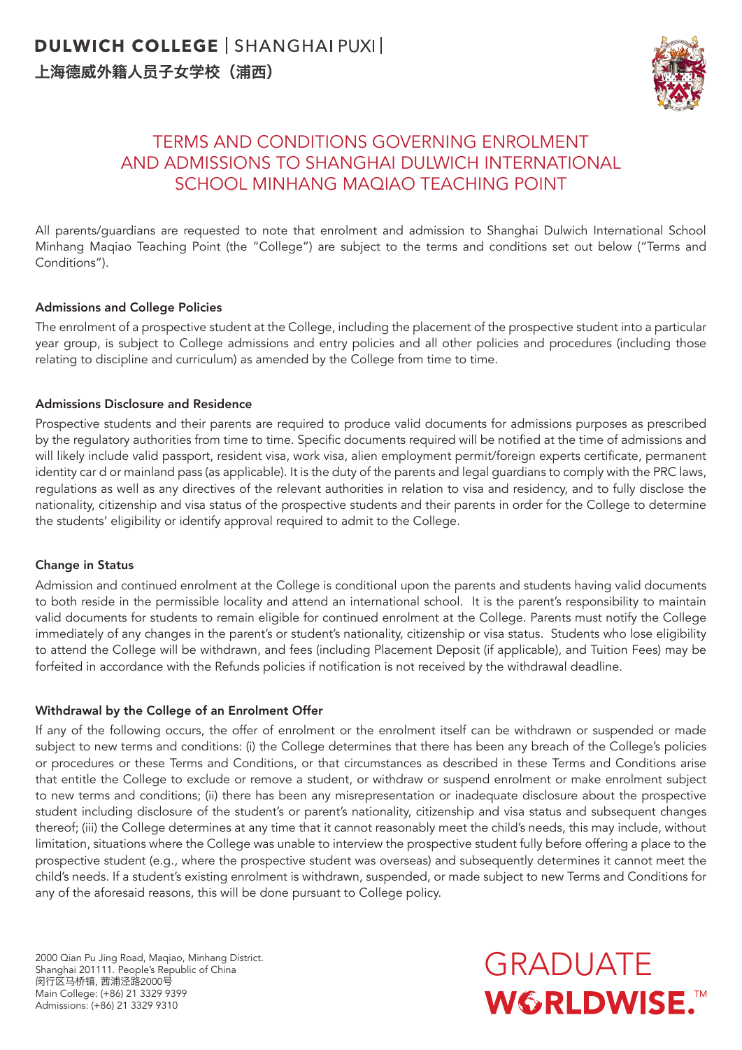**DULWICH COLLEGE** | SHANGHAI PUXI |

**上海德威外籍人员子女学校（浦西）**

# TERMS AND CONDITIONS GOVERNING ENROLMENT AND ADMISSIONS TO SHANGHAI DULWICH INTERNATIONAL SCHOOL MINHANG MAQIAO TEACHING POINT

All parents/guardians are requested to note that enrolment and admission to Shanghai Dulwich International School Minhang Maqiao Teaching Point (the "College") are subject to the terms and conditions set out below ("Terms and Conditions").

## Admissions and College Policies

The enrolment of a prospective student at the College, including the placement of the prospective student into a particular year group, is subject to College admissions and entry policies and all other policies and procedures (including those relating to discipline and curriculum) as amended by the College from time to time.

## Admissions Disclosure and Residence

Prospective students and their parents are required to produce valid documents for admissions purposes as prescribed by the regulatory authorities from time to time. Specific documents required will be notified at the time of admissions and will likely include valid passport, resident visa, work visa, alien employment permit/foreign experts certificate, permanent identity car d or mainland pass (as applicable). It is the duty of the parents and legal guardians to comply with the PRC laws, regulations as well as any directives of the relevant authorities in relation to visa and residency, and to fully disclose the nationality, citizenship and visa status of the prospective students and their parents in order for the College to determine the students' eligibility or identify approval required to admit to the College.

## Change in Status

Admission and continued enrolment at the College is conditional upon the parents and students having valid documents to both reside in the permissible locality and attend an international school. It is the parent's responsibility to maintain valid documents for students to remain eligible for continued enrolment at the College. Parents must notify the College immediately of any changes in the parent's or student's nationality, citizenship or visa status. Students who lose eligibility to attend the College will be withdrawn, and fees (including Placement Deposit (if applicable), and Tuition Fees) may be forfeited in accordance with the Refunds policies if notification is not received by the withdrawal deadline.

## Withdrawal by the College of an Enrolment Offer

If any of the following occurs, the offer of enrolment or the enrolment itself can be withdrawn or suspended or made subject to new terms and conditions: (i) the College determines that there has been any breach of the College's policies or procedures or these Terms and Conditions, or that circumstances as described in these Terms and Conditions arise that entitle the College to exclude or remove a student, or withdraw or suspend enrolment or make enrolment subject to new terms and conditions; (ii) there has been any misrepresentation or inadequate disclosure about the prospective student including disclosure of the student's or parent's nationality, citizenship and visa status and subsequent changes thereof; (iii) the College determines at any time that it cannot reasonably meet the child's needs, this may include, without limitation, situations where the College was unable to interview the prospective student fully before offering a place to the prospective student (e.g., where the prospective student was overseas) and subsequently determines it cannot meet the child's needs. If a student's existing enrolment is withdrawn, suspended, or made subject to new Terms and Conditions for any of the aforesaid reasons, this will be done pursuant to College policy.

2000 Qian Pu Jing Road, Maqiao, Minhang District.
Shanghai 201111. People's Republic of China
闵行区马桥镇, 茜浦泾路2000号
Main College: (+86) 21 3329 9399
Admissions: (+86) 21 3329 9310

GRADUATE WORLDWISE.™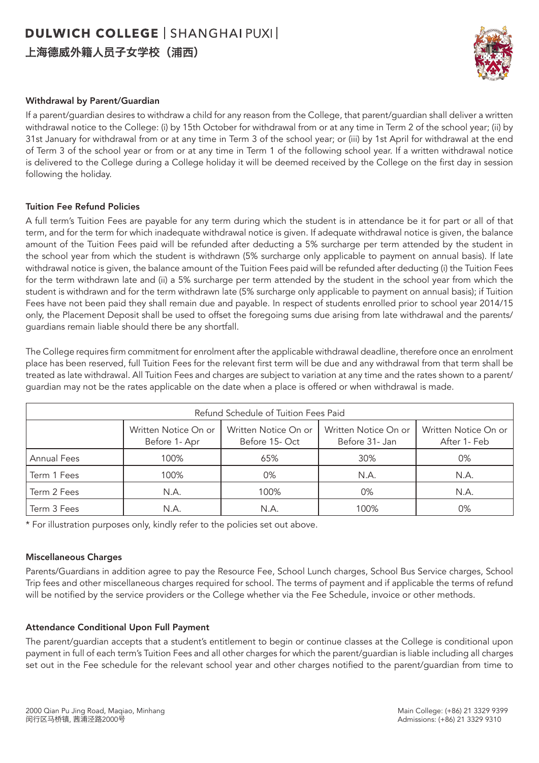### Withdrawal by Parent/Guardian

If a parent/guardian desires to withdraw a child for any reason from the College, that parent/guardian shall deliver a written withdrawal notice to the College: (i) by 15th October for withdrawal from or at any time in Term 2 of the school year; (ii) by 31st January for withdrawal from or at any time in Term 3 of the school year; or (iii) by 1st April for withdrawal at the end of Term 3 of the school year or from or at any time in Term 1 of the following school year. If a written withdrawal notice is delivered to the College during a College holiday it will be deemed received by the College on the first day in session following the holiday.

### Tuition Fee Refund Policies

A full term's Tuition Fees are payable for any term during which the student is in attendance be it for part or all of that term, and for the term for which inadequate withdrawal notice is given. If adequate withdrawal notice is given, the balance amount of the Tuition Fees paid will be refunded after deducting a 5% surcharge per term attended by the student in the school year from which the student is withdrawn (5% surcharge only applicable to payment on annual basis). If late withdrawal notice is given, the balance amount of the Tuition Fees paid will be refunded after deducting (i) the Tuition Fees for the term withdrawn late and (ii) a 5% surcharge per term attended by the student in the school year from which the student is withdrawn and for the term withdrawn late (5% surcharge only applicable to payment on annual basis); if Tuition Fees have not been paid they shall remain due and payable. In respect of students enrolled prior to school year 2014/15 only, the Placement Deposit shall be used to offset the foregoing sums due arising from late withdrawal and the parents/ guardians remain liable should there be any shortfall.

The College requires firm commitment for enrolment after the applicable withdrawal deadline, therefore once an enrolment place has been reserved, full Tuition Fees for the relevant first term will be due and any withdrawal from that term shall be treated as late withdrawal. All Tuition Fees and charges are subject to variation at any time and the rates shown to a parent/ guardian may not be the rates applicable on the date when a place is offered or when withdrawal is made.

| Refund Schedule of Tuition Fees Paid | | | | |
|---|---|---|---|---|
| | Written Notice On or Before 1- Apr | Written Notice On or Before 15- Oct | Written Notice On or Before 31- Jan | Written Notice On or After 1- Feb |
| Annual Fees | 100% | 65% | 30% | 0% |
| Term 1 Fees | 100% | 0% | N.A. | N.A. |
| Term 2 Fees | N.A. | 100% | 0% | N.A. |
| Term 3 Fees | N.A. | N.A. | 100% | 0% |

* For illustration purposes only, kindly refer to the policies set out above.

### Miscellaneous Charges

Parents/Guardians in addition agree to pay the Resource Fee, School Lunch charges, School Bus Service charges, School Trip fees and other miscellaneous charges required for school. The terms of payment and if applicable the terms of refund will be notified by the service providers or the College whether via the Fee Schedule, invoice or other methods.

### Attendance Conditional Upon Full Payment

The parent/guardian accepts that a student's entitlement to begin or continue classes at the College is conditional upon payment in full of each term's Tuition Fees and all other charges for which the parent/guardian is liable including all charges set out in the Fee schedule for the relevant school year and other charges notified to the parent/guardian from time to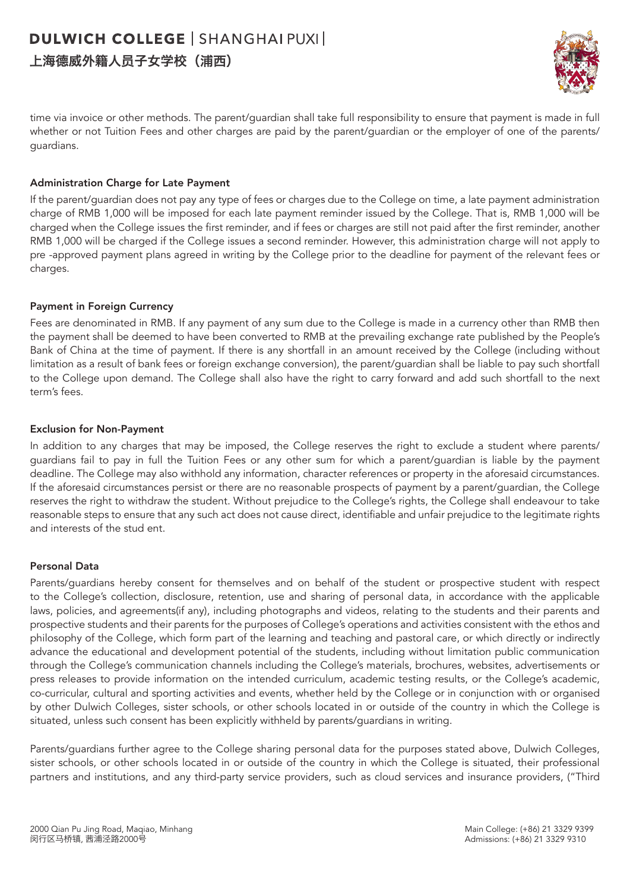time via invoice or other methods. The parent/guardian shall take full responsibility to ensure that payment is made in full whether or not Tuition Fees and other charges are paid by the parent/guardian or the employer of one of the parents/guardians.

### Administration Charge for Late Payment

If the parent/guardian does not pay any type of fees or charges due to the College on time, a late payment administration charge of RMB 1,000 will be imposed for each late payment reminder issued by the College. That is, RMB 1,000 will be charged when the College issues the first reminder, and if fees or charges are still not paid after the first reminder, another RMB 1,000 will be charged if the College issues a second reminder. However, this administration charge will not apply to pre -approved payment plans agreed in writing by the College prior to the deadline for payment of the relevant fees or charges.

### Payment in Foreign Currency

Fees are denominated in RMB. If any payment of any sum due to the College is made in a currency other than RMB then the payment shall be deemed to have been converted to RMB at the prevailing exchange rate published by the People's Bank of China at the time of payment. If there is any shortfall in an amount received by the College (including without limitation as a result of bank fees or foreign exchange conversion), the parent/guardian shall be liable to pay such shortfall to the College upon demand. The College shall also have the right to carry forward and add such shortfall to the next term's fees.

### Exclusion for Non-Payment

In addition to any charges that may be imposed, the College reserves the right to exclude a student where parents/guardians fail to pay in full the Tuition Fees or any other sum for which a parent/guardian is liable by the payment deadline. The College may also withhold any information, character references or property in the aforesaid circumstances. If the aforesaid circumstances persist or there are no reasonable prospects of payment by a parent/guardian, the College reserves the right to withdraw the student. Without prejudice to the College's rights, the College shall endeavour to take reasonable steps to ensure that any such act does not cause direct, identifiable and unfair prejudice to the legitimate rights and interests of the stud ent.

### Personal Data

Parents/guardians hereby consent for themselves and on behalf of the student or prospective student with respect to the College's collection, disclosure, retention, use and sharing of personal data, in accordance with the applicable laws, policies, and agreements(if any), including photographs and videos, relating to the students and their parents and prospective students and their parents for the purposes of College's operations and activities consistent with the ethos and philosophy of the College, which form part of the learning and teaching and pastoral care, or which directly or indirectly advance the educational and development potential of the students, including without limitation public communication through the College's communication channels including the College's materials, brochures, websites, advertisements or press releases to provide information on the intended curriculum, academic testing results, or the College's academic, co-curricular, cultural and sporting activities and events, whether held by the College or in conjunction with or organised by other Dulwich Colleges, sister schools, or other schools located in or outside of the country in which the College is situated, unless such consent has been explicitly withheld by parents/guardians in writing.

Parents/guardians further agree to the College sharing personal data for the purposes stated above, Dulwich Colleges, sister schools, or other schools located in or outside of the country in which the College is situated, their professional partners and institutions, and any third-party service providers, such as cloud services and insurance providers, ("Third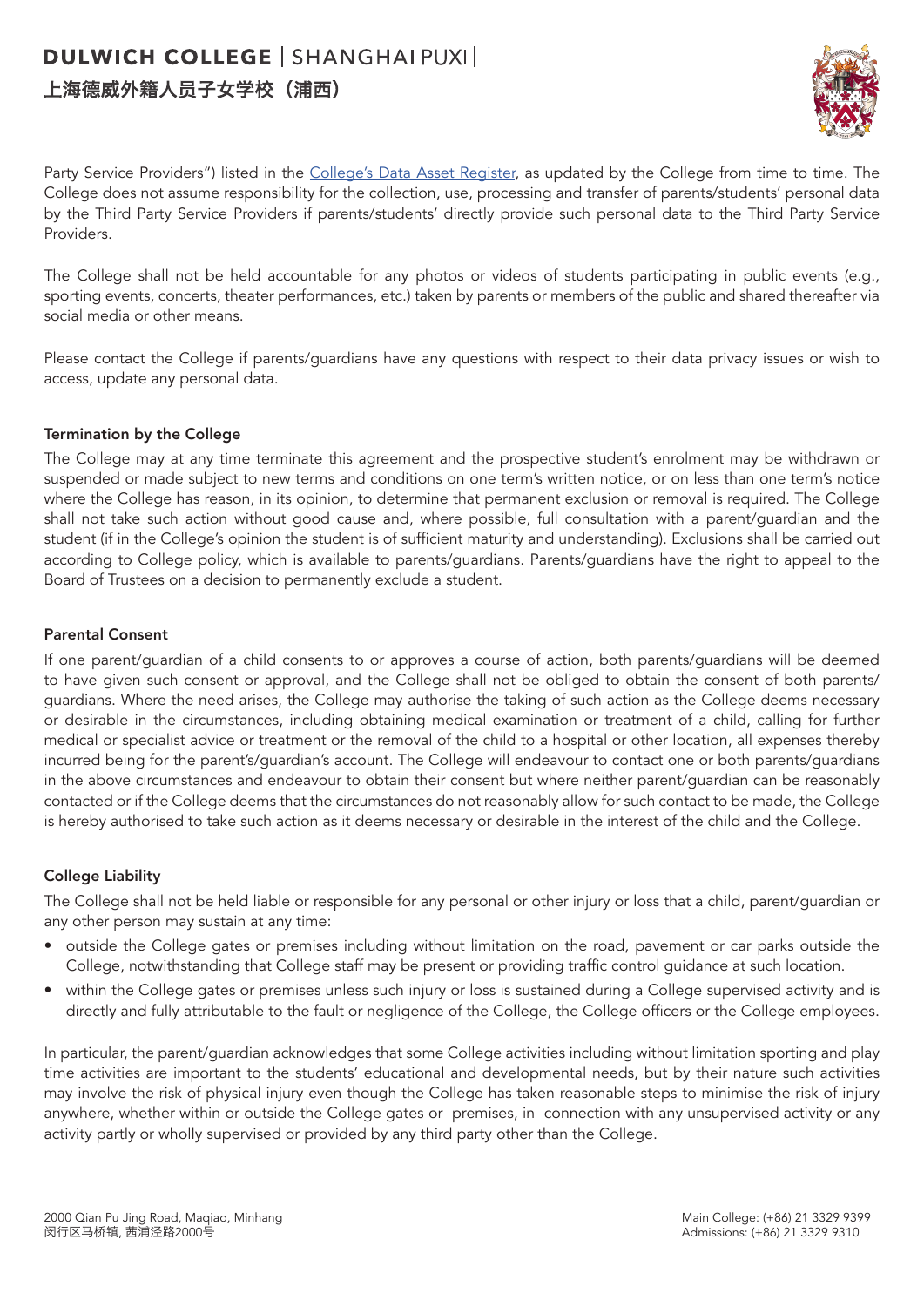Party Service Providers") listed in the College's Data Asset Register, as updated by the College from time to time. The College does not assume responsibility for the collection, use, processing and transfer of parents/students' personal data by the Third Party Service Providers if parents/students' directly provide such personal data to the Third Party Service Providers.

The College shall not be held accountable for any photos or videos of students participating in public events (e.g., sporting events, concerts, theater performances, etc.) taken by parents or members of the public and shared thereafter via social media or other means.

Please contact the College if parents/guardians have any questions with respect to their data privacy issues or wish to access, update any personal data.

**Termination by the College**

The College may at any time terminate this agreement and the prospective student's enrolment may be withdrawn or suspended or made subject to new terms and conditions on one term's written notice, or on less than one term's notice where the College has reason, in its opinion, to determine that permanent exclusion or removal is required. The College shall not take such action without good cause and, where possible, full consultation with a parent/guardian and the student (if in the College's opinion the student is of sufficient maturity and understanding). Exclusions shall be carried out according to College policy, which is available to parents/guardians. Parents/guardians have the right to appeal to the Board of Trustees on a decision to permanently exclude a student.

**Parental Consent**

If one parent/guardian of a child consents to or approves a course of action, both parents/guardians will be deemed to have given such consent or approval, and the College shall not be obliged to obtain the consent of both parents/guardians. Where the need arises, the College may authorise the taking of such action as the College deems necessary or desirable in the circumstances, including obtaining medical examination or treatment of a child, calling for further medical or specialist advice or treatment or the removal of the child to a hospital or other location, all expenses thereby incurred being for the parent's/guardian's account. The College will endeavour to contact one or both parents/guardians in the above circumstances and endeavour to obtain their consent but where neither parent/guardian can be reasonably contacted or if the College deems that the circumstances do not reasonably allow for such contact to be made, the College is hereby authorised to take such action as it deems necessary or desirable in the interest of the child and the College.

**College Liability**

The College shall not be held liable or responsible for any personal or other injury or loss that a child, parent/guardian or any other person may sustain at any time:

- outside the College gates or premises including without limitation on the road, pavement or car parks outside the College, notwithstanding that College staff may be present or providing traffic control guidance at such location.
- within the College gates or premises unless such injury or loss is sustained during a College supervised activity and is directly and fully attributable to the fault or negligence of the College, the College officers or the College employees.

In particular, the parent/guardian acknowledges that some College activities including without limitation sporting and play time activities are important to the students' educational and developmental needs, but by their nature such activities may involve the risk of physical injury even though the College has taken reasonable steps to minimise the risk of injury anywhere, whether within or outside the College gates or premises, in connection with any unsupervised activity or any activity partly or wholly supervised or provided by any third party other than the College.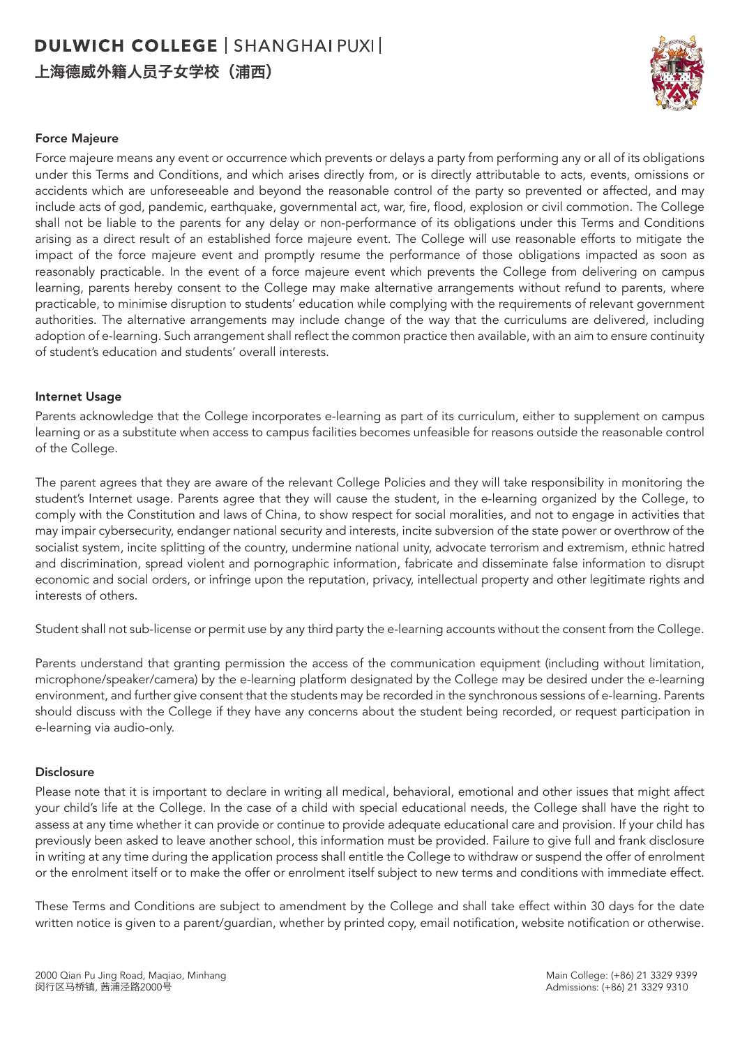### Force Majeure

Force majeure means any event or occurrence which prevents or delays a party from performing any or all of its obligations under this Terms and Conditions, and which arises directly from, or is directly attributable to acts, events, omissions or accidents which are unforeseeable and beyond the reasonable control of the party so prevented or affected, and may include acts of god, pandemic, earthquake, governmental act, war, fire, flood, explosion or civil commotion. The College shall not be liable to the parents for any delay or non-performance of its obligations under this Terms and Conditions arising as a direct result of an established force majeure event. The College will use reasonable efforts to mitigate the impact of the force majeure event and promptly resume the performance of those obligations impacted as soon as reasonably practicable. In the event of a force majeure event which prevents the College from delivering on campus learning, parents hereby consent to the College may make alternative arrangements without refund to parents, where practicable, to minimise disruption to students' education while complying with the requirements of relevant government authorities. The alternative arrangements may include change of the way that the curriculums are delivered, including adoption of e-learning. Such arrangement shall reflect the common practice then available, with an aim to ensure continuity of student's education and students' overall interests.

### Internet Usage

Parents acknowledge that the College incorporates e-learning as part of its curriculum, either to supplement on campus learning or as a substitute when access to campus facilities becomes unfeasible for reasons outside the reasonable control of the College.

The parent agrees that they are aware of the relevant College Policies and they will take responsibility in monitoring the student's Internet usage. Parents agree that they will cause the student, in the e-learning organized by the College, to comply with the Constitution and laws of China, to show respect for social moralities, and not to engage in activities that may impair cybersecurity, endanger national security and interests, incite subversion of the state power or overthrow of the socialist system, incite splitting of the country, undermine national unity, advocate terrorism and extremism, ethnic hatred and discrimination, spread violent and pornographic information, fabricate and disseminate false information to disrupt economic and social orders, or infringe upon the reputation, privacy, intellectual property and other legitimate rights and interests of others.

Student shall not sub-license or permit use by any third party the e-learning accounts without the consent from the College.

Parents understand that granting permission the access of the communication equipment (including without limitation, microphone/speaker/camera) by the e-learning platform designated by the College may be desired under the e-learning environment, and further give consent that the students may be recorded in the synchronous sessions of e-learning. Parents should discuss with the College if they have any concerns about the student being recorded, or request participation in e-learning via audio-only.

### Disclosure

Please note that it is important to declare in writing all medical, behavioral, emotional and other issues that might affect your child's life at the College. In the case of a child with special educational needs, the College shall have the right to assess at any time whether it can provide or continue to provide adequate educational care and provision. If your child has previously been asked to leave another school, this information must be provided. Failure to give full and frank disclosure in writing at any time during the application process shall entitle the College to withdraw or suspend the offer of enrolment or the enrolment itself or to make the offer or enrolment itself subject to new terms and conditions with immediate effect.

These Terms and Conditions are subject to amendment by the College and shall take effect within 30 days for the date written notice is given to a parent/guardian, whether by printed copy, email notification, website notification or otherwise.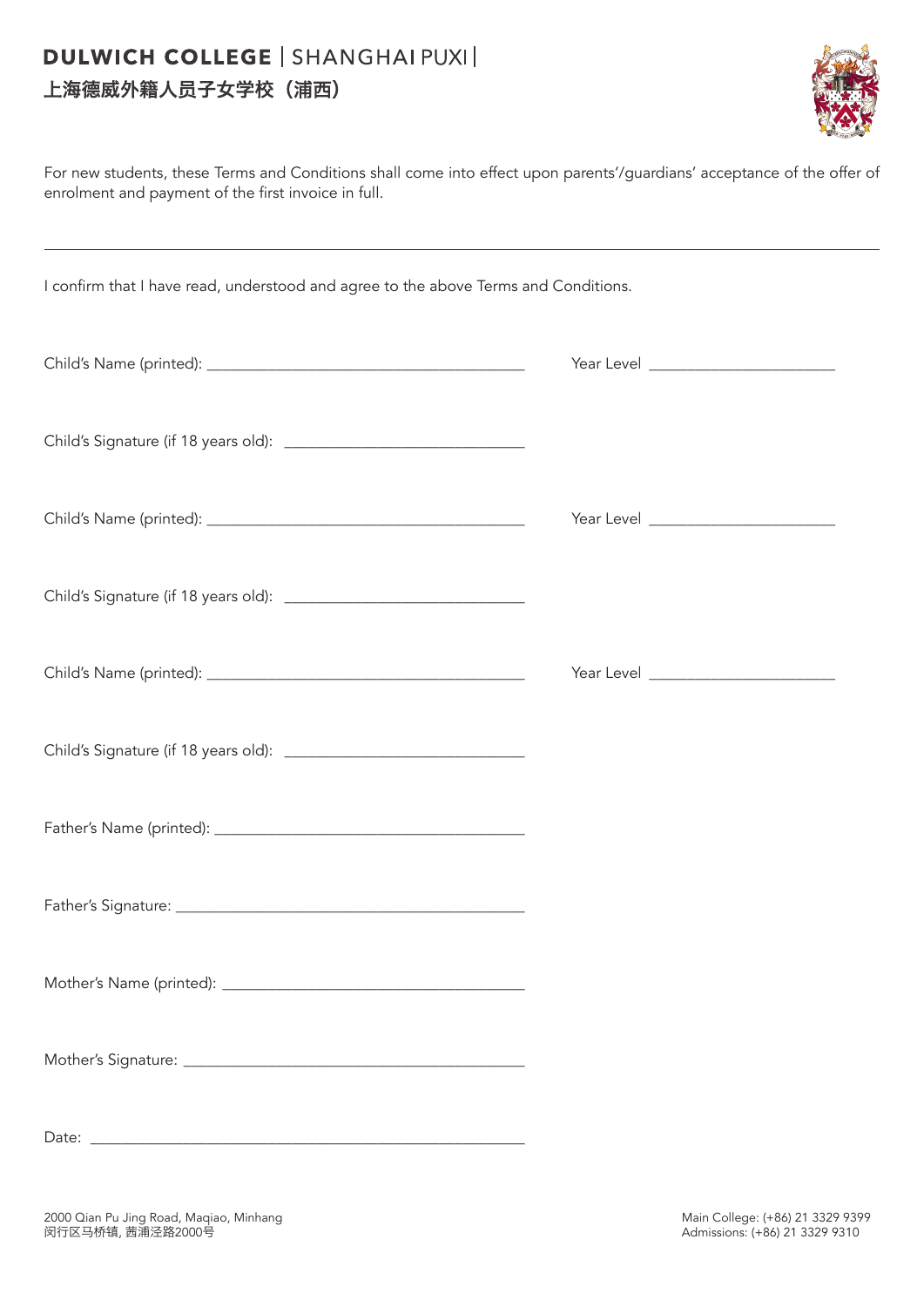For new students, these Terms and Conditions shall come into effect upon parents'/guardians' acceptance of the offer of enrolment and payment of the first invoice in full.

---

I confirm that I have read, understood and agree to the above Terms and Conditions.

Child's Name (printed): ________________________________________ Year Level ________________________

Child's Signature (if 18 years old): ______________________________

Child's Name (printed): ________________________________________ Year Level ________________________

Child's Signature (if 18 years old): ______________________________

Child's Name (printed): ________________________________________ Year Level ________________________

Child's Signature (if 18 years old): ______________________________

Father's Name (printed): ______________________________________

Father's Signature: ____________________________________________

Mother's Name (printed): ______________________________________

Mother's Signature: ___________________________________________

Date: _________________________________________________________

2000 Qian Pu Jing Road, Maqiao, Minhang
闵行区马桥镇, 茜浦泾路2000号

Main College: (+86) 21 3329 9399
Admissions: (+86) 21 3329 9310